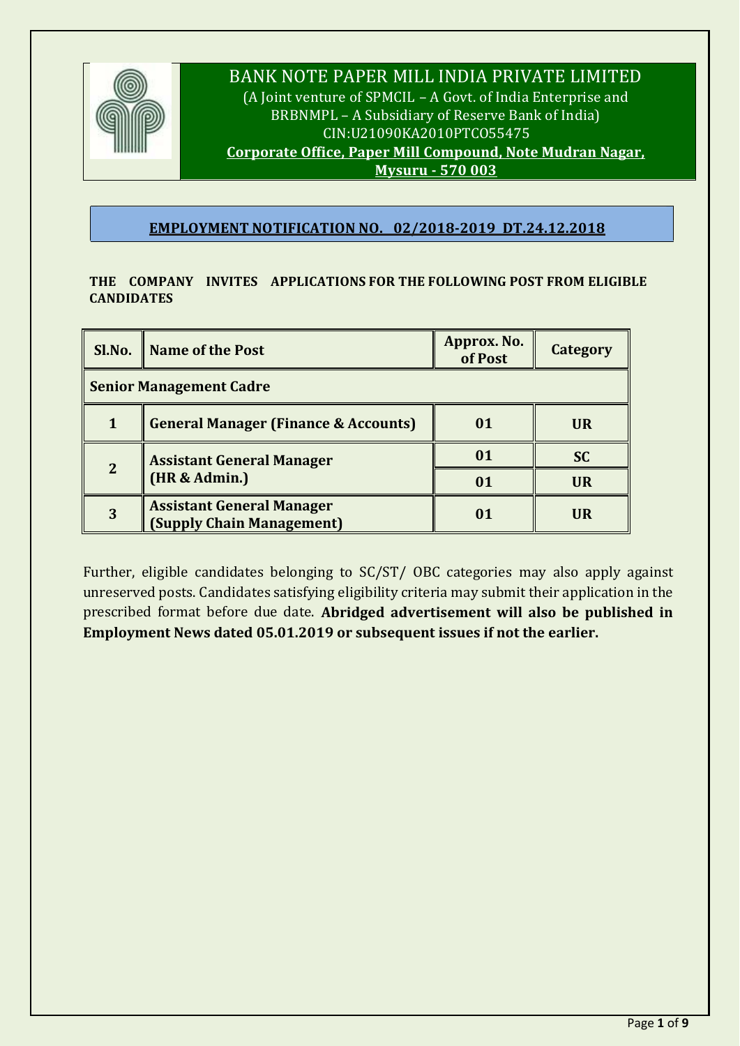# BANK NOTE PAPER MILL INDIA PRIVATE LIMITED

(A Joint venture of SPMCIL – A Govt. of India Enterprise and BRBNMPL – A Subsidiary of Reserve Bank of India)

CIN:U21090KA2010PTCO55475

**Corporate Office, Paper Mill Compound, Note Mudran Nagar, Mysuru - 570 003**

## EMPLOYMENT NOTIFICATION NO. 02/2018-2019 DT.24.12.2018

**THE COMPANY INVITES APPLICATIONS FOR THE FOLLOWING POST FROM ELIGIBLE CANDIDATES**

| Sl.No. | Name of the Post | Approx. No. of Post | Category |
|---|---|---|---|
| **Senior Management Cadre** | | | |
| 1 | General Manager (Finance & Accounts) | 01 | UR |
| 2 | Assistant General Manager (HR & Admin.) | 01 | SC |
| | | 01 | UR |
| 3 | Assistant General Manager (Supply Chain Management) | 01 | UR |

Further, eligible candidates belonging to SC/ST/ OBC categories may also apply against unreserved posts. Candidates satisfying eligibility criteria may submit their application in the prescribed format before due date. **Abridged advertisement will also be published in Employment News dated 05.01.2019 or subsequent issues if not the earlier.**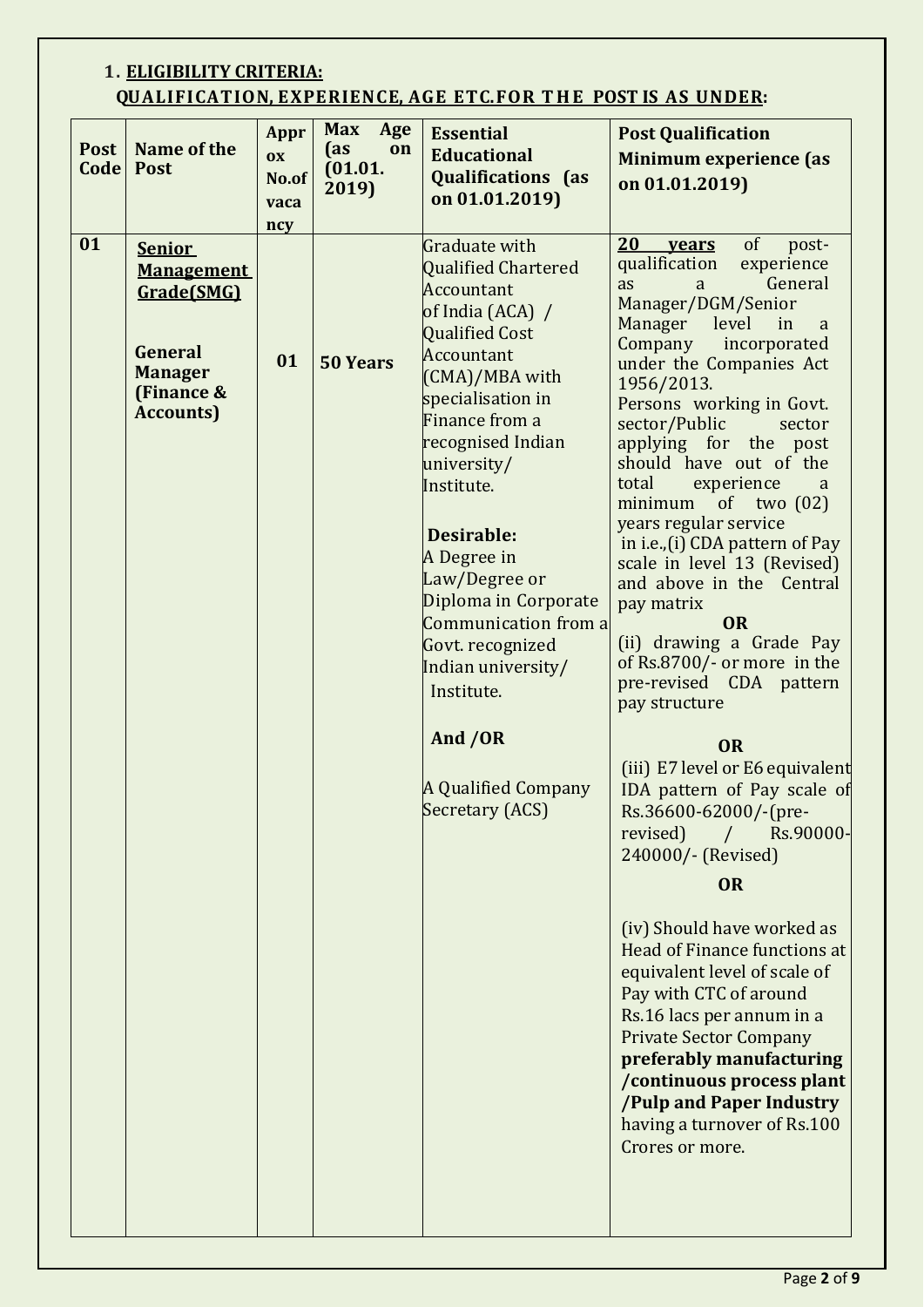1. **ELIGIBILITY CRITERIA:**

**QUALIFICATION, EXPERIENCE, AGE ETC.FOR THE POST IS AS UNDER:**

| Post Code | Name of the Post | Approx No.of vacancy | Max Age (as on (01.01. 2019) | Essential Educational Qualifications (as on 01.01.2019) | Post Qualification Minimum experience (as on 01.01.2019) |
|---|---|---|---|---|---|
| **01** | **Senior Management Grade(SMG)**<br><br>**General Manager (Finance & Accounts)** | **01** | **50 Years** | Graduate with Qualified Chartered Accountant of India (ACA) / Qualified Cost Accountant (CMA)/MBA with specialisation in Finance from a recognised Indian university/ Institute.<br><br>**Desirable:**<br>A Degree in Law/Degree or Diploma in Corporate Communication from a Govt. recognized Indian university/ Institute.<br><br>**And /OR**<br><br>A Qualified Company Secretary (ACS) | **20 years** of post-qualification experience as a General Manager/DGM/Senior Manager level in a Company incorporated under the Companies Act 1956/2013.<br>Persons working in Govt. sector/Public sector applying for the post should have out of the total experience a minimum of two (02) years regular service in i.e.,(i) CDA pattern of Pay scale in level 13 (Revised) and above in the Central pay matrix<br>**OR**<br>(ii) drawing a Grade Pay of Rs.8700/- or more in the pre-revised CDA pattern pay structure<br>**OR**<br>(iii) E7 level or E6 equivalent IDA pattern of Pay scale of Rs.36600-62000/-(pre-revised) / Rs.90000-240000/- (Revised)<br>**OR**<br>(iv) Should have worked as Head of Finance functions at equivalent level of scale of Pay with CTC of around Rs.16 lacs per annum in a Private Sector Company **preferably manufacturing /continuous process plant /Pulp and Paper Industry** having a turnover of Rs.100 Crores or more. |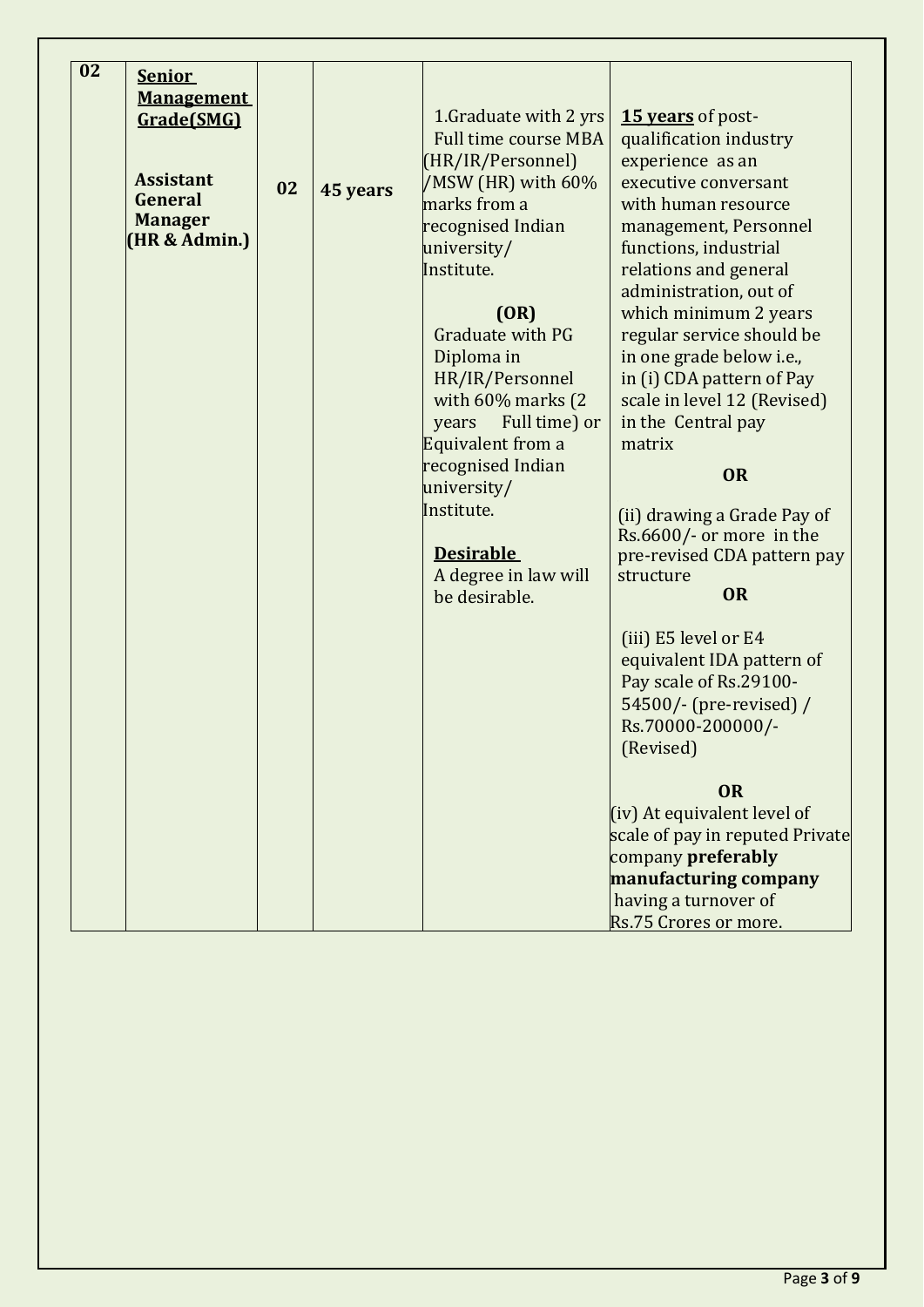| | | | | | |
|---|---|---|---|---|---|
| **02** | **<u>Senior Management Grade(SMG)</u>**<br><br>**Assistant General Manager (HR & Admin.)** | **02** | **45 years** | 1.Graduate with 2 yrs Full time course MBA (HR/IR/Personnel) /MSW (HR) with 60% marks from a recognised Indian university/ Institute.<br><br>**(OR)**<br>Graduate with PG Diploma in HR/IR/Personnel with 60% marks (2 years Full time) or Equivalent from a recognised Indian university/ Institute.<br><br>**<u>Desirable</u>**<br>A degree in law will be desirable. | **<u>15 years</u>** of post-qualification industry experience as an executive conversant with human resource management, Personnel functions, industrial relations and general administration, out of which minimum 2 years regular service should be in one grade below i.e., in (i) CDA pattern of Pay scale in level 12 (Revised) in the Central pay matrix<br><br>**OR**<br><br>(ii) drawing a Grade Pay of Rs.6600/- or more in the pre-revised CDA pattern pay structure<br><br>**OR**<br><br>(iii) E5 level or E4 equivalent IDA pattern of Pay scale of Rs.29100-54500/- (pre-revised) / Rs.70000-200000/- (Revised)<br><br>**OR**<br>(iv) At equivalent level of scale of pay in reputed Private company **preferably manufacturing company** having a turnover of Rs.75 Crores or more. |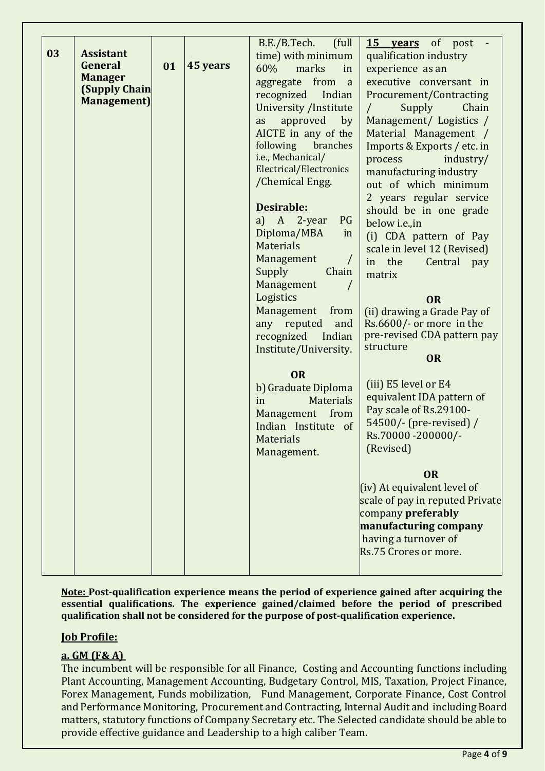| 03 | **Assistant General Manager (Supply Chain Management)** | **01** | **45 years** | B.E./B.Tech. (full time) with minimum 60% marks in aggregate from a recognized Indian University /Institute as approved by AICTE in any of the following branches i.e., Mechanical/ Electrical/Electronics /Chemical Engg.<br><br>**Desirable:**<br>a) A 2-year PG Diploma/MBA in Materials Management / Supply Chain Management / Logistics Management from any reputed and recognized Indian Institute/University.<br><br>**OR**<br>b) Graduate Diploma in Materials Management from Indian Institute of Materials Management. | **15 years** of post - qualification industry experience as an executive conversant in Procurement/Contracting / Supply Chain Management/ Logistics / Material Management / Imports & Exports / etc. in process industry/ manufacturing industry out of which minimum 2 years regular service should be in one grade below i.e.,in<br>(i) CDA pattern of Pay scale in level 12 (Revised) in the Central pay matrix<br><br>**OR**<br>(ii) drawing a Grade Pay of Rs.6600/- or more in the pre-revised CDA pattern pay structure<br>**OR**<br><br>(iii) E5 level or E4 equivalent IDA pattern of Pay scale of Rs.29100-54500/- (pre-revised) / Rs.70000 -200000/- (Revised)<br><br>**OR**<br>(iv) At equivalent level of scale of pay in reputed Private company **preferably manufacturing company** having a turnover of Rs.75 Crores or more. |
|---|---|---|---|---|---|

**Note: Post-qualification experience means the period of experience gained after acquiring the essential qualifications. The experience gained/claimed before the period of prescribed qualification shall not be considered for the purpose of post-qualification experience.**

**Job Profile:**

**a. GM (F& A)**

The incumbent will be responsible for all Finance, Costing and Accounting functions including Plant Accounting, Management Accounting, Budgetary Control, MIS, Taxation, Project Finance, Forex Management, Funds mobilization, Fund Management, Corporate Finance, Cost Control and Performance Monitoring, Procurement and Contracting, Internal Audit and including Board matters, statutory functions of Company Secretary etc. The Selected candidate should be able to provide effective guidance and Leadership to a high caliber Team.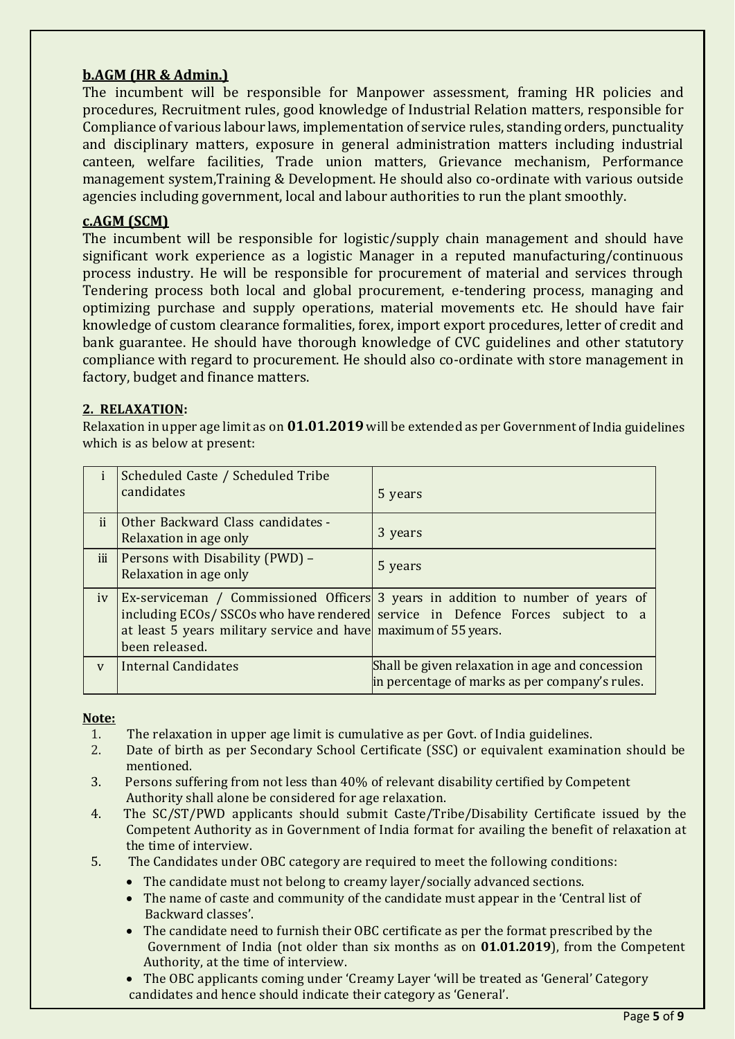### b.AGM (HR & Admin.)

The incumbent will be responsible for Manpower assessment, framing HR policies and procedures, Recruitment rules, good knowledge of Industrial Relation matters, responsible for Compliance of various labour laws, implementation of service rules, standing orders, punctuality and disciplinary matters, exposure in general administration matters including industrial canteen, welfare facilities, Trade union matters, Grievance mechanism, Performance management system,Training & Development. He should also co-ordinate with various outside agencies including government, local and labour authorities to run the plant smoothly.

### c.AGM (SCM)

The incumbent will be responsible for logistic/supply chain management and should have significant work experience as a logistic Manager in a reputed manufacturing/continuous process industry. He will be responsible for procurement of material and services through Tendering process both local and global procurement, e-tendering process, managing and optimizing purchase and supply operations, material movements etc. He should have fair knowledge of custom clearance formalities, forex, import export procedures, letter of credit and bank guarantee. He should have thorough knowledge of CVC guidelines and other statutory compliance with regard to procurement. He should also co-ordinate with store management in factory, budget and finance matters.

### 2. RELAXATION:

Relaxation in upper age limit as on **01.01.2019** will be extended as per Government of India guidelines which is as below at present:

| | | |
|---|---|---|
| i | Scheduled Caste / Scheduled Tribe candidates | 5 years |
| ii | Other Backward Class candidates - Relaxation in age only | 3 years |
| iii | Persons with Disability (PWD) – Relaxation in age only | 5 years |
| iv | Ex-serviceman / Commissioned Officers including ECOs/ SSCOs who have rendered at least 5 years military service and have been released. | 3 years in addition to number of years of service in Defence Forces subject to a maximum of 55 years. |
| v | Internal Candidates | Shall be given relaxation in age and concession in percentage of marks as per company's rules. |

**Note:**

1. The relaxation in upper age limit is cumulative as per Govt. of India guidelines.
2. Date of birth as per Secondary School Certificate (SSC) or equivalent examination should be mentioned.
3. Persons suffering from not less than 40% of relevant disability certified by Competent Authority shall alone be considered for age relaxation.
4. The SC/ST/PWD applicants should submit Caste/Tribe/Disability Certificate issued by the Competent Authority as in Government of India format for availing the benefit of relaxation at the time of interview.
5. The Candidates under OBC category are required to meet the following conditions:
   - The candidate must not belong to creamy layer/socially advanced sections.
   - The name of caste and community of the candidate must appear in the 'Central list of Backward classes'.
   - The candidate need to furnish their OBC certificate as per the format prescribed by the Government of India (not older than six months as on **01.01.2019**), from the Competent Authority, at the time of interview.
   - The OBC applicants coming under 'Creamy Layer 'will be treated as 'General' Category candidates and hence should indicate their category as 'General'.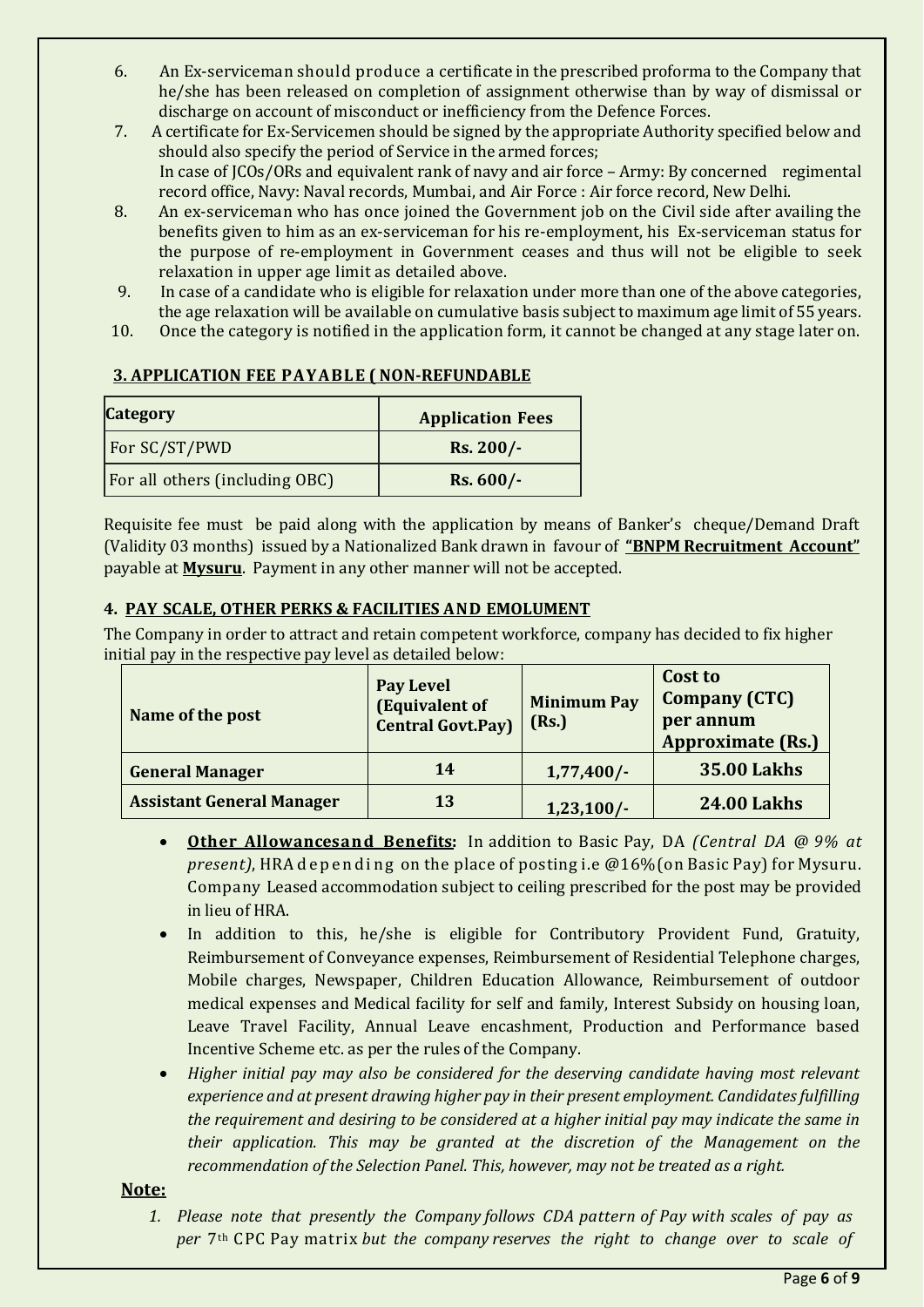6. An Ex-serviceman should produce a certificate in the prescribed proforma to the Company that he/she has been released on completion of assignment otherwise than by way of dismissal or discharge on account of misconduct or inefficiency from the Defence Forces.
7. A certificate for Ex-Servicemen should be signed by the appropriate Authority specified below and should also specify the period of Service in the armed forces;
   In case of JCOs/ORs and equivalent rank of navy and air force – Army: By concerned regimental record office, Navy: Naval records, Mumbai, and Air Force : Air force record, New Delhi.
8. An ex-serviceman who has once joined the Government job on the Civil side after availing the benefits given to him as an ex-serviceman for his re-employment, his Ex-serviceman status for the purpose of re-employment in Government ceases and thus will not be eligible to seek relaxation in upper age limit as detailed above.
9. In case of a candidate who is eligible for relaxation under more than one of the above categories, the age relaxation will be available on cumulative basis subject to maximum age limit of 55 years.
10. Once the category is notified in the application form, it cannot be changed at any stage later on.

## 3. APPLICATION FEE PAYABLE ( NON-REFUNDABLE

| Category | Application Fees |
|---|---|
| For SC/ST/PWD | **Rs. 200/-** |
| For all others (including OBC) | **Rs. 600/-** |

Requisite fee must be paid along with the application by means of Banker's cheque/Demand Draft (Validity 03 months) issued by a Nationalized Bank drawn in favour of **"BNPM Recruitment Account"** payable at **Mysuru**. Payment in any other manner will not be accepted.

## 4. PAY SCALE, OTHER PERKS & FACILITIES AND EMOLUMENT

The Company in order to attract and retain competent workforce, company has decided to fix higher initial pay in the respective pay level as detailed below:

| Name of the post | Pay Level (Equivalent of Central Govt.Pay) | Minimum Pay (Rs.) | Cost to Company (CTC) per annum Approximate (Rs.) |
|---|---|---|---|
| **General Manager** | **14** | **1,77,400/-** | **35.00 Lakhs** |
| **Assistant General Manager** | **13** | **1,23,100/-** | **24.00 Lakhs** |

- **Other Allowancesand Benefits:** In addition to Basic Pay, DA *(Central DA @ 9% at present)*, HRA depending on the place of posting i.e @16%(on Basic Pay) for Mysuru. Company Leased accommodation subject to ceiling prescribed for the post may be provided in lieu of HRA.
- In addition to this, he/she is eligible for Contributory Provident Fund, Gratuity, Reimbursement of Conveyance expenses, Reimbursement of Residential Telephone charges, Mobile charges, Newspaper, Children Education Allowance, Reimbursement of outdoor medical expenses and Medical facility for self and family, Interest Subsidy on housing loan, Leave Travel Facility, Annual Leave encashment, Production and Performance based Incentive Scheme etc. as per the rules of the Company.
- *Higher initial pay may also be considered for the deserving candidate having most relevant experience and at present drawing higher pay in their present employment. Candidates fulfilling the requirement and desiring to be considered at a higher initial pay may indicate the same in their application. This may be granted at the discretion of the Management on the recommendation of the Selection Panel. This, however, may not be treated as a right.*

**Note:**

1. *Please note that presently the Company follows CDA pattern of Pay with scales of pay as per* 7th CPC Pay matrix *but the company reserves the right to change over to scale of*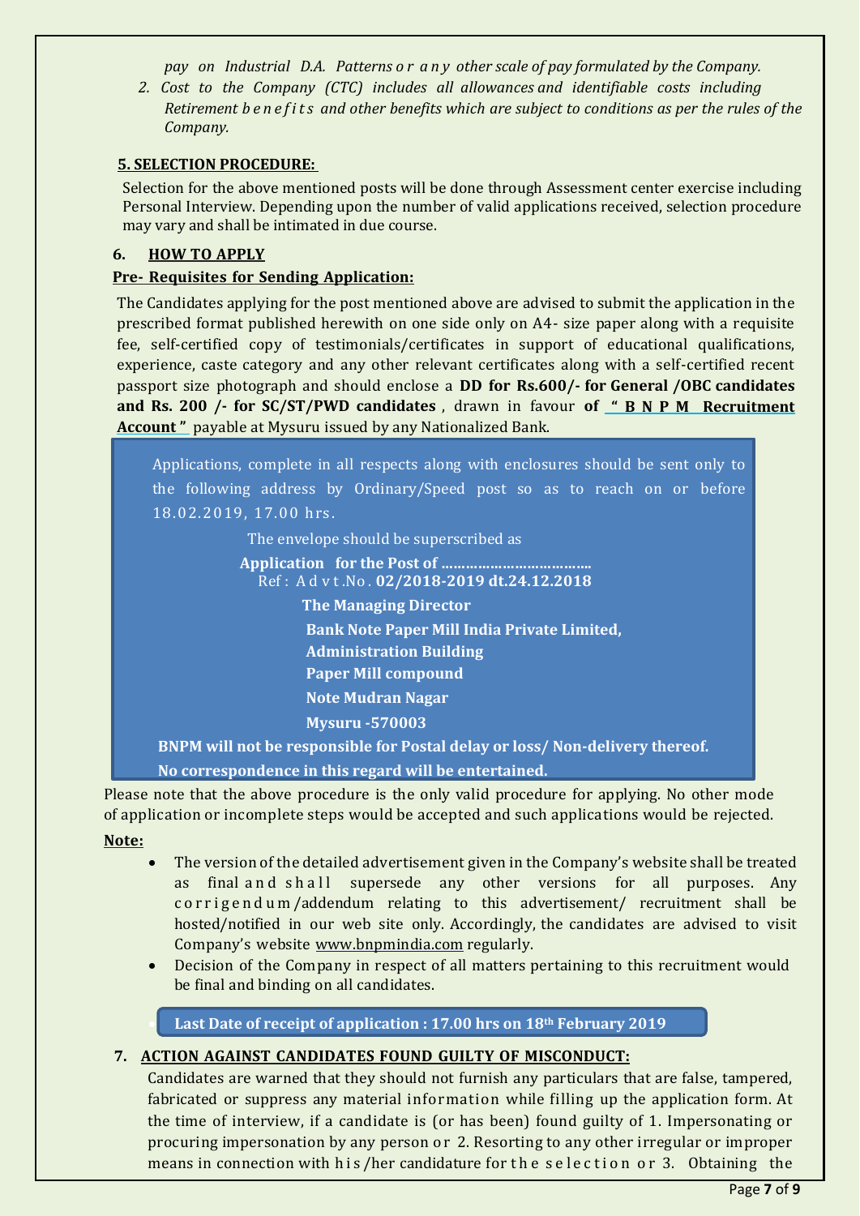*pay on Industrial D.A. Patterns or any other scale of pay formulated by the Company.*

2. *Cost to the Company (CTC) includes all allowances and identifiable costs including Retirement benefits and other benefits which are subject to conditions as per the rules of the Company.*

## 5. SELECTION PROCEDURE:

Selection for the above mentioned posts will be done through Assessment center exercise including Personal Interview. Depending upon the number of valid applications received, selection procedure may vary and shall be intimated in due course.

## 6. HOW TO APPLY

**Pre- Requisites for Sending Application:**

The Candidates applying for the post mentioned above are advised to submit the application in the prescribed format published herewith on one side only on A4- size paper along with a requisite fee, self-certified copy of testimonials/certificates in support of educational qualifications, experience, caste category and any other relevant certificates along with a self-certified recent passport size photograph and should enclose a **DD for Rs.600/- for General /OBC candidates and Rs. 200 /- for SC/ST/PWD candidates** , drawn in favour **of " B N P M Recruitment Account "** payable at Mysuru issued by any Nationalized Bank.

Applications, complete in all respects along with enclosures should be sent only to the following address by Ordinary/Speed post so as to reach on or before 18.02.2019, 17.00 hrs.

The envelope should be superscribed as

**Application for the Post of ………………………………**
Ref : Advt.No. **02/2018-2019 dt.24.12.2018**

**The Managing Director**
**Bank Note Paper Mill India Private Limited,**
**Administration Building**
**Paper Mill compound**
**Note Mudran Nagar**
**Mysuru -570003**

**BNPM will not be responsible for Postal delay or loss/ Non-delivery thereof.**
**No correspondence in this regard will be entertained.**

Please note that the above procedure is the only valid procedure for applying. No other mode of application or incomplete steps would be accepted and such applications would be rejected.

**Note:**

- The version of the detailed advertisement given in the Company's website shall be treated as final and shall supersede any other versions for all purposes. Any corrigendum/addendum relating to this advertisement/ recruitment shall be hosted/notified in our web site only. Accordingly, the candidates are advised to visit Company's website www.bnpmindia.com regularly.
- Decision of the Company in respect of all matters pertaining to this recruitment would be final and binding on all candidates.

**Last Date of receipt of application : 17.00 hrs on 18th February 2019**

## 7. ACTION AGAINST CANDIDATES FOUND GUILTY OF MISCONDUCT:

Candidates are warned that they should not furnish any particulars that are false, tampered, fabricated or suppress any material information while filling up the application form. At the time of interview, if a candidate is (or has been) found guilty of 1. Impersonating or procuring impersonation by any person or 2. Resorting to any other irregular or improper means in connection with his/her candidature for the selection or 3. Obtaining the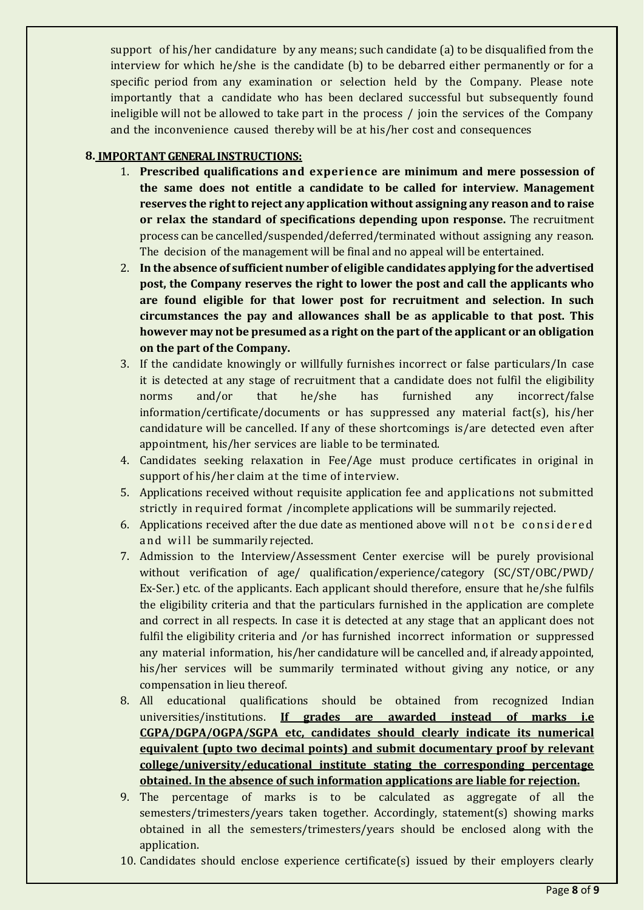support of his/her candidature by any means; such candidate (a) to be disqualified from the interview for which he/she is the candidate (b) to be debarred either permanently or for a specific period from any examination or selection held by the Company. Please note importantly that a candidate who has been declared successful but subsequently found ineligible will not be allowed to take part in the process / join the services of the Company and the inconvenience caused thereby will be at his/her cost and consequences

**8. IMPORTANT GENERAL INSTRUCTIONS:**

1. **Prescribed qualifications and experience are minimum and mere possession of the same does not entitle a candidate to be called for interview. Management reserves the right to reject any application without assigning any reason and to raise or relax the standard of specifications depending upon response.** The recruitment process can be cancelled/suspended/deferred/terminated without assigning any reason. The decision of the management will be final and no appeal will be entertained.
2. **In the absence of sufficient number of eligible candidates applying for the advertised post, the Company reserves the right to lower the post and call the applicants who are found eligible for that lower post for recruitment and selection. In such circumstances the pay and allowances shall be as applicable to that post. This however may not be presumed as a right on the part of the applicant or an obligation on the part of the Company.**
3. If the candidate knowingly or willfully furnishes incorrect or false particulars/In case it is detected at any stage of recruitment that a candidate does not fulfil the eligibility norms and/or that he/she has furnished any incorrect/false information/certificate/documents or has suppressed any material fact(s), his/her candidature will be cancelled. If any of these shortcomings is/are detected even after appointment, his/her services are liable to be terminated.
4. Candidates seeking relaxation in Fee/Age must produce certificates in original in support of his/her claim at the time of interview.
5. Applications received without requisite application fee and applications not submitted strictly in required format /incomplete applications will be summarily rejected.
6. Applications received after the due date as mentioned above will not be considered and will be summarily rejected.
7. Admission to the Interview/Assessment Center exercise will be purely provisional without verification of age/ qualification/experience/category (SC/ST/OBC/PWD/ Ex-Ser.) etc. of the applicants. Each applicant should therefore, ensure that he/she fulfils the eligibility criteria and that the particulars furnished in the application are complete and correct in all respects. In case it is detected at any stage that an applicant does not fulfil the eligibility criteria and /or has furnished incorrect information or suppressed any material information, his/her candidature will be cancelled and, if already appointed, his/her services will be summarily terminated without giving any notice, or any compensation in lieu thereof.
8. All educational qualifications should be obtained from recognized Indian universities/institutions. **If grades are awarded instead of marks i.e CGPA/DGPA/OGPA/SGPA etc, candidates should clearly indicate its numerical equivalent (upto two decimal points) and submit documentary proof by relevant college/university/educational institute stating the corresponding percentage obtained. In the absence of such information applications are liable for rejection.**
9. The percentage of marks is to be calculated as aggregate of all the semesters/trimesters/years taken together. Accordingly, statement(s) showing marks obtained in all the semesters/trimesters/years should be enclosed along with the application.
10. Candidates should enclose experience certificate(s) issued by their employers clearly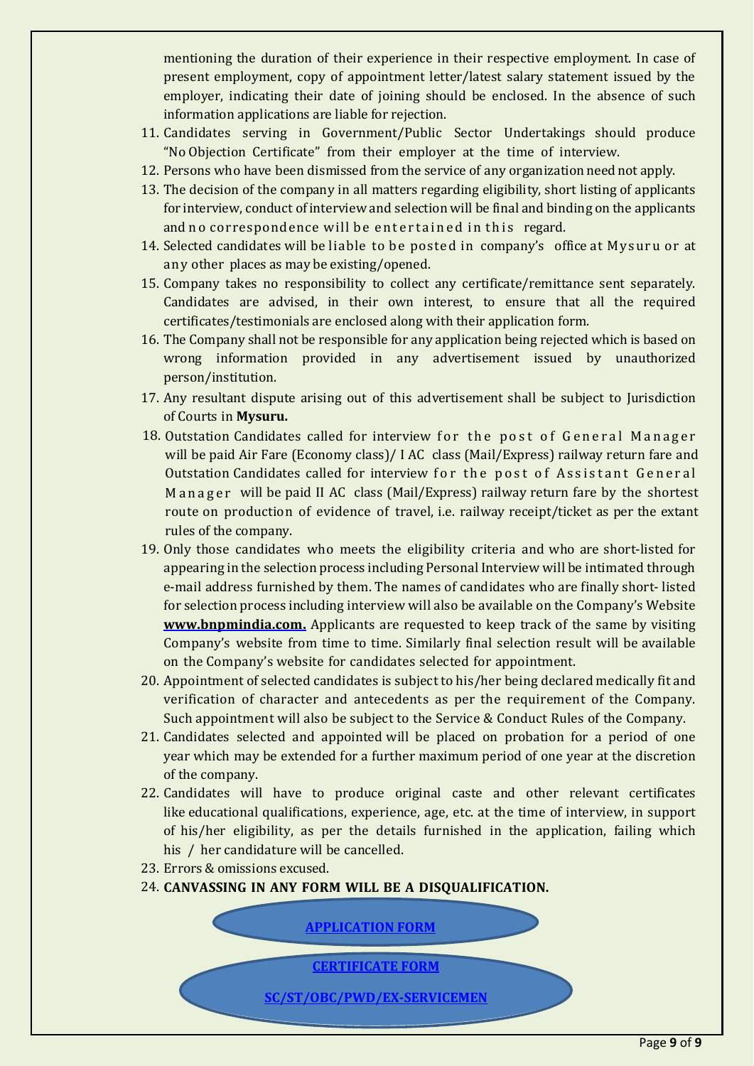mentioning the duration of their experience in their respective employment. In case of present employment, copy of appointment letter/latest salary statement issued by the employer, indicating their date of joining should be enclosed. In the absence of such information applications are liable for rejection.

11. Candidates serving in Government/Public Sector Undertakings should produce "No Objection Certificate" from their employer at the time of interview.
12. Persons who have been dismissed from the service of any organization need not apply.
13. The decision of the company in all matters regarding eligibility, short listing of applicants for interview, conduct of interview and selection will be final and binding on the applicants and no correspondence will be entertained in this regard.
14. Selected candidates will be liable to be posted in company's office at Mysuru or at any other places as may be existing/opened.
15. Company takes no responsibility to collect any certificate/remittance sent separately. Candidates are advised, in their own interest, to ensure that all the required certificates/testimonials are enclosed along with their application form.
16. The Company shall not be responsible for any application being rejected which is based on wrong information provided in any advertisement issued by unauthorized person/institution.
17. Any resultant dispute arising out of this advertisement shall be subject to Jurisdiction of Courts in **Mysuru.**
18. Outstation Candidates called for interview for the post of General Manager will be paid Air Fare (Economy class)/ I AC class (Mail/Express) railway return fare and Outstation Candidates called for interview for the post of Assistant General Manager will be paid II AC class (Mail/Express) railway return fare by the shortest route on production of evidence of travel, i.e. railway receipt/ticket as per the extant rules of the company.
19. Only those candidates who meets the eligibility criteria and who are short-listed for appearing in the selection process including Personal Interview will be intimated through e-mail address furnished by them. The names of candidates who are finally short- listed for selection process including interview will also be available on the Company's Website **www.bnpmindia.com.** Applicants are requested to keep track of the same by visiting Company's website from time to time. Similarly final selection result will be available on the Company's website for candidates selected for appointment.
20. Appointment of selected candidates is subject to his/her being declared medically fit and verification of character and antecedents as per the requirement of the Company. Such appointment will also be subject to the Service & Conduct Rules of the Company.
21. Candidates selected and appointed will be placed on probation for a period of one year which may be extended for a further maximum period of one year at the discretion of the company.
22. Candidates will have to produce original caste and other relevant certificates like educational qualifications, experience, age, etc. at the time of interview, in support of his/her eligibility, as per the details furnished in the application, failing which his / her candidature will be cancelled.
23. Errors & omissions excused.
24. **CANVASSING IN ANY FORM WILL BE A DISQUALIFICATION.**

**APPLICATION FORM**

**CERTIFICATE FORM**

**SC/ST/OBC/PWD/EX-SERVICEMEN**